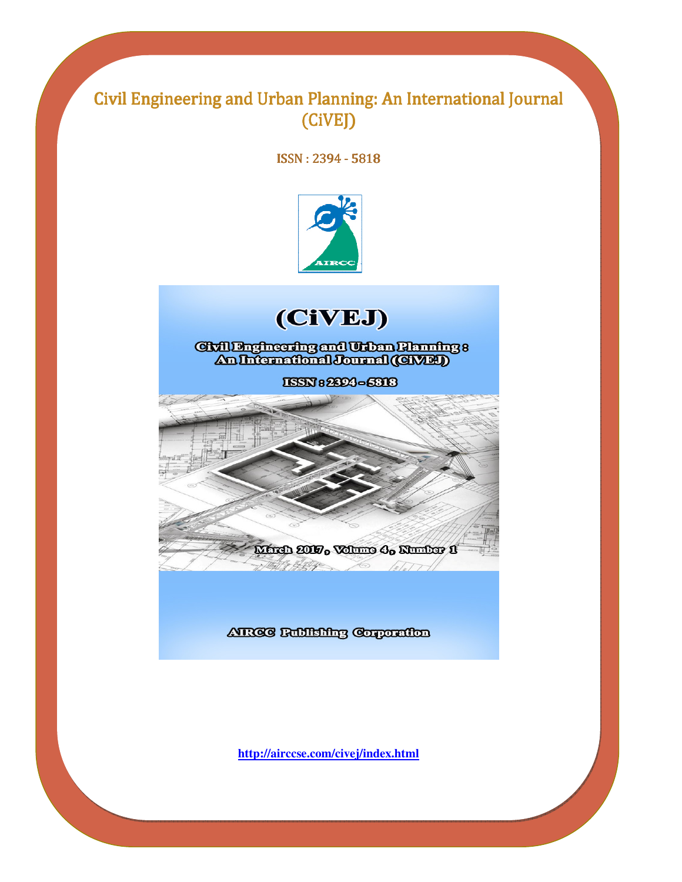# Civil Engineering and Urban Planning: An International Journal (CiVEJ)

ISSN : 2394 - 5818

(CiVEJ)

Civil Engineering and Urban Planning : An International Journal (CiVEJ)

ISSN : 2394 - 5818

March 2017, Volume 4, Number 1

AIRCC Publishing Corporation

http://airccse.com/civej/index.html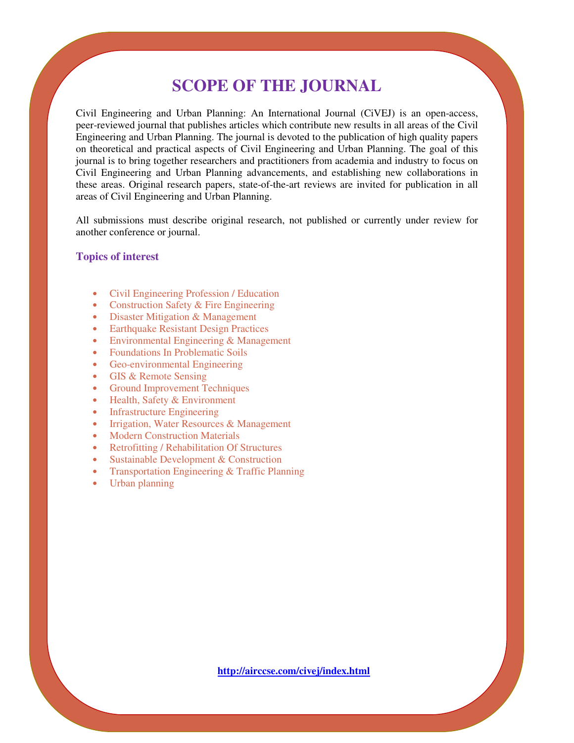# SCOPE OF THE JOURNAL

Civil Engineering and Urban Planning: An International Journal (CiVEJ) is an open-access, peer-reviewed journal that publishes articles which contribute new results in all areas of the Civil Engineering and Urban Planning. The journal is devoted to the publication of high quality papers on theoretical and practical aspects of Civil Engineering and Urban Planning. The goal of this journal is to bring together researchers and practitioners from academia and industry to focus on Civil Engineering and Urban Planning advancements, and establishing new collaborations in these areas. Original research papers, state-of-the-art reviews are invited for publication in all areas of Civil Engineering and Urban Planning.

All submissions must describe original research, not published or currently under review for another conference or journal.

## Topics of interest

- Civil Engineering Profession / Education
- Construction Safety & Fire Engineering
- Disaster Mitigation & Management
- Earthquake Resistant Design Practices
- Environmental Engineering & Management
- Foundations In Problematic Soils
- Geo-environmental Engineering
- GIS & Remote Sensing
- Ground Improvement Techniques
- Health, Safety & Environment
- Infrastructure Engineering
- Irrigation, Water Resources & Management
- Modern Construction Materials
- Retrofitting / Rehabilitation Of Structures
- Sustainable Development & Construction
- Transportation Engineering & Traffic Planning
- Urban planning

http://airccse.com/civej/index.html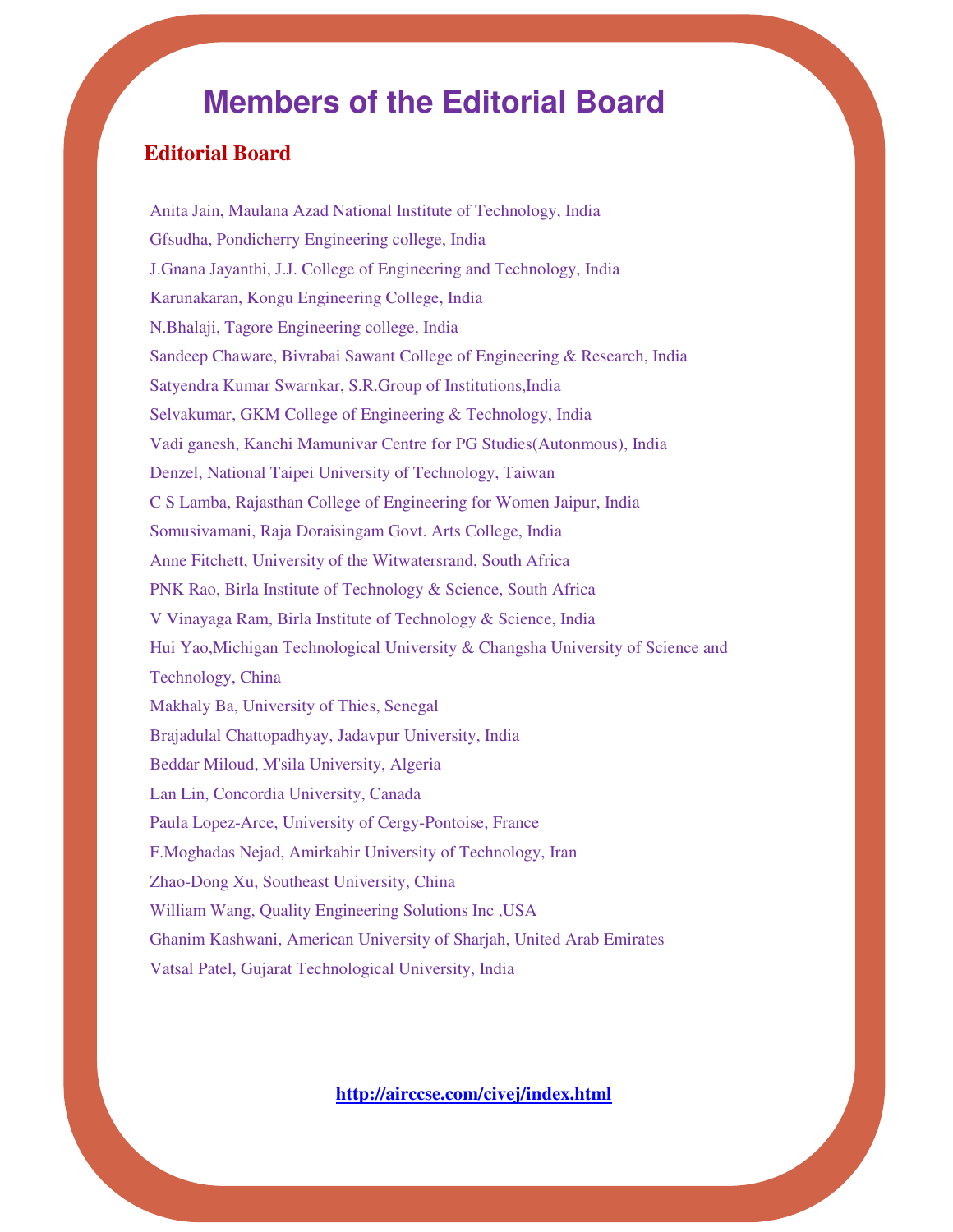# Members of the Editorial Board

## Editorial Board

Anita Jain, Maulana Azad National Institute of Technology, India
Gfsudha, Pondicherry Engineering college, India
J.Gnana Jayanthi, J.J. College of Engineering and Technology, India
Karunakaran, Kongu Engineering College, India
N.Bhalaji, Tagore Engineering college, India
Sandeep Chaware, Bivrabai Sawant College of Engineering & Research, India
Satyendra Kumar Swarnkar, S.R.Group of Institutions,India
Selvakumar, GKM College of Engineering & Technology, India
Vadi ganesh, Kanchi Mamunivar Centre for PG Studies(Autonmous), India
Denzel, National Taipei University of Technology, Taiwan
C S Lamba, Rajasthan College of Engineering for Women Jaipur, India
Somusivamani, Raja Doraisingam Govt. Arts College, India
Anne Fitchett, University of the Witwatersrand, South Africa
PNK Rao, Birla Institute of Technology & Science, South Africa
V Vinayaga Ram, Birla Institute of Technology & Science, India
Hui Yao,Michigan Technological University & Changsha University of Science and Technology, China
Makhaly Ba, University of Thies, Senegal
Brajadulal Chattopadhyay, Jadavpur University, India
Beddar Miloud, M'sila University, Algeria
Lan Lin, Concordia University, Canada
Paula Lopez-Arce, University of Cergy-Pontoise, France
F.Moghadas Nejad, Amirkabir University of Technology, Iran
Zhao-Dong Xu, Southeast University, China
William Wang, Quality Engineering Solutions Inc ,USA
Ghanim Kashwani, American University of Sharjah, United Arab Emirates
Vatsal Patel, Gujarat Technological University, India

http://airccse.com/civej/index.html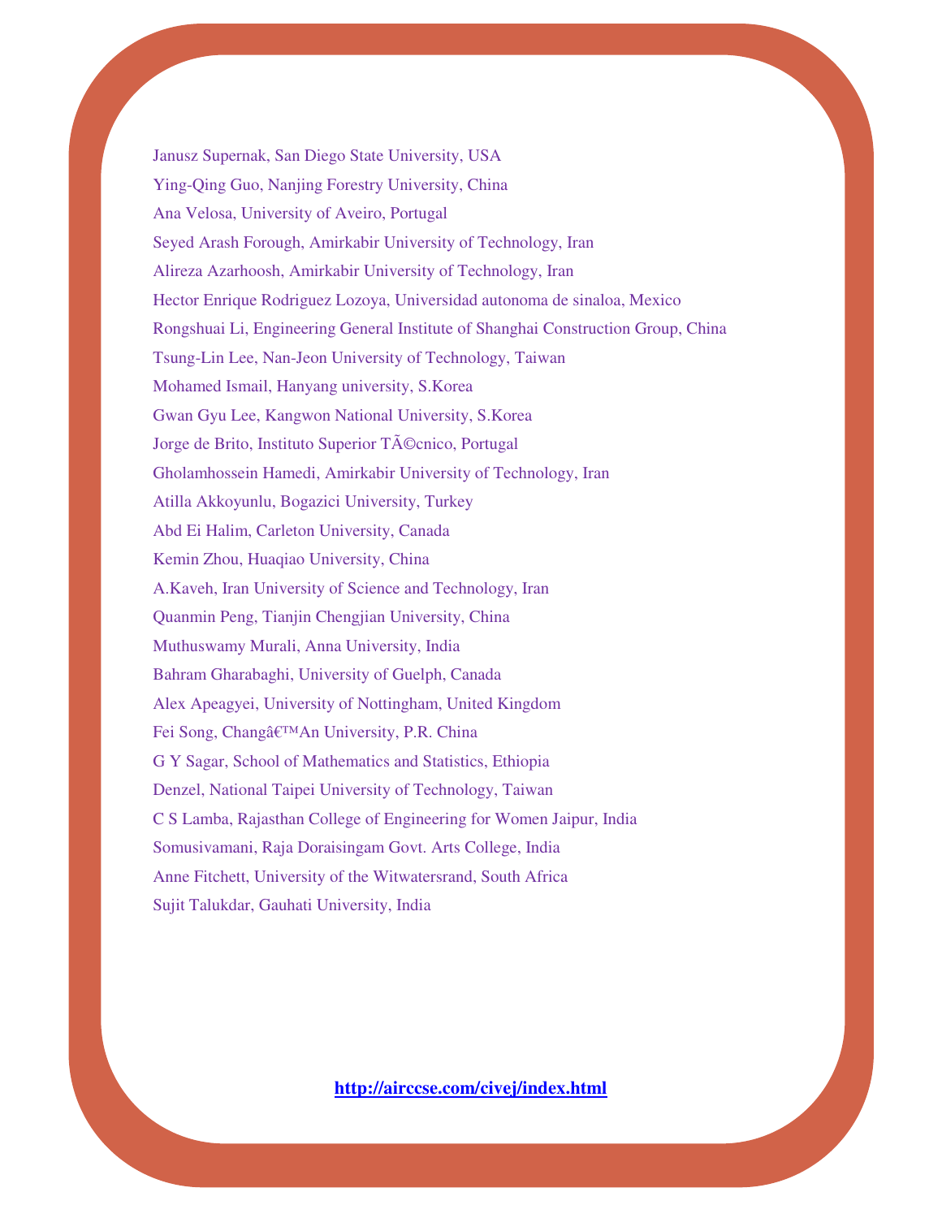Janusz Supernak, San Diego State University, USA

Ying-Qing Guo, Nanjing Forestry University, China

Ana Velosa, University of Aveiro, Portugal

Seyed Arash Forough, Amirkabir University of Technology, Iran

Alireza Azarhoosh, Amirkabir University of Technology, Iran

Hector Enrique Rodriguez Lozoya, Universidad autonoma de sinaloa, Mexico

Rongshuai Li, Engineering General Institute of Shanghai Construction Group, China

Tsung-Lin Lee, Nan-Jeon University of Technology, Taiwan

Mohamed Ismail, Hanyang university, S.Korea

Gwan Gyu Lee, Kangwon National University, S.Korea

Jorge de Brito, Instituto Superior TÃ©cnico, Portugal

Gholamhossein Hamedi, Amirkabir University of Technology, Iran

Atilla Akkoyunlu, Bogazici University, Turkey

Abd Ei Halim, Carleton University, Canada

Kemin Zhou, Huaqiao University, China

A.Kaveh, Iran University of Science and Technology, Iran

Quanmin Peng, Tianjin Chengjian University, China

Muthuswamy Murali, Anna University, India

Bahram Gharabaghi, University of Guelph, Canada

Alex Apeagyei, University of Nottingham, United Kingdom

Fei Song, Changâ€™An University, P.R. China

G Y Sagar, School of Mathematics and Statistics, Ethiopia

Denzel, National Taipei University of Technology, Taiwan

C S Lamba, Rajasthan College of Engineering for Women Jaipur, India

Somusivamani, Raja Doraisingam Govt. Arts College, India

Anne Fitchett, University of the Witwatersrand, South Africa

Sujit Talukdar, Gauhati University, India

**http://airccse.com/civej/index.html**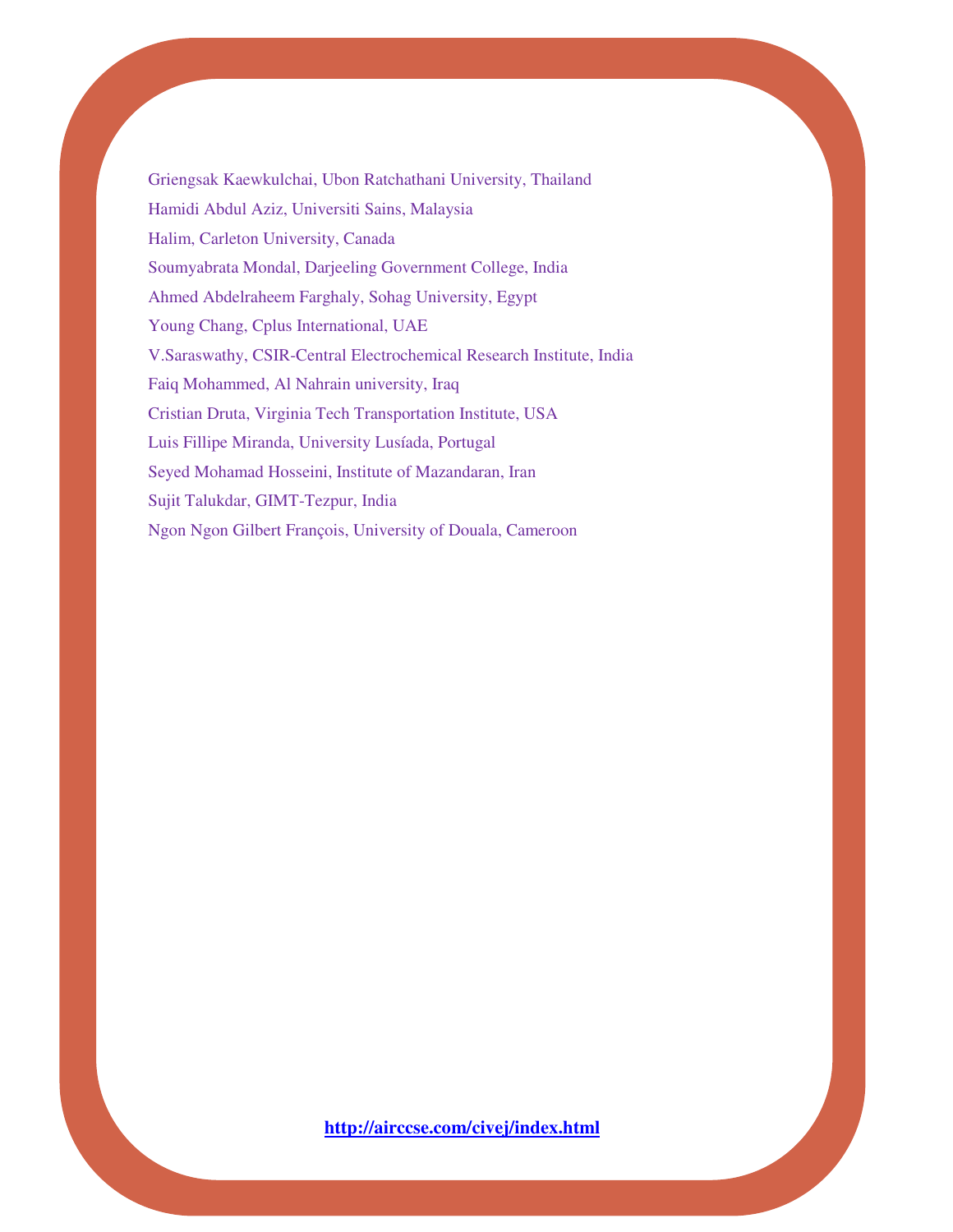Griengsak Kaewkulchai, Ubon Ratchathani University, Thailand

Hamidi Abdul Aziz, Universiti Sains, Malaysia

Halim, Carleton University, Canada

Soumyabrata Mondal, Darjeeling Government College, India

Ahmed Abdelraheem Farghaly, Sohag University, Egypt

Young Chang, Cplus International, UAE

V.Saraswathy, CSIR-Central Electrochemical Research Institute, India

Faiq Mohammed, Al Nahrain university, Iraq

Cristian Druta, Virginia Tech Transportation Institute, USA

Luis Fillipe Miranda, University Lusíada, Portugal

Seyed Mohamad Hosseini, Institute of Mazandaran, Iran

Sujit Talukdar, GIMT-Tezpur, India

Ngon Ngon Gilbert François, University of Douala, Cameroon

**http://airccse.com/civej/index.html**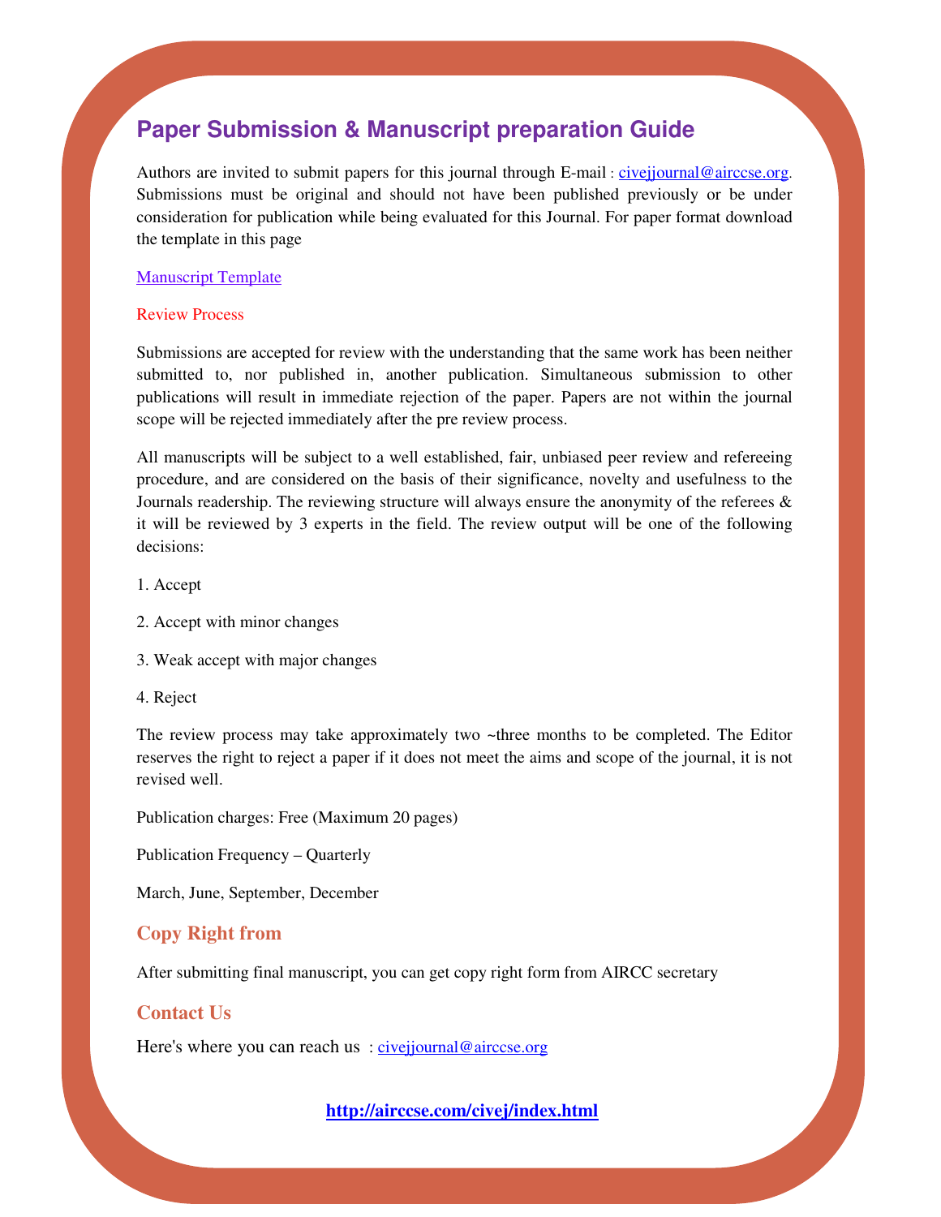# Paper Submission & Manuscript preparation Guide

Authors are invited to submit papers for this journal through E-mail : civejjournal@airccse.org. Submissions must be original and should not have been published previously or be under consideration for publication while being evaluated for this Journal. For paper format download the template in this page

Manuscript Template

Review Process

Submissions are accepted for review with the understanding that the same work has been neither submitted to, nor published in, another publication. Simultaneous submission to other publications will result in immediate rejection of the paper. Papers are not within the journal scope will be rejected immediately after the pre review process.

All manuscripts will be subject to a well established, fair, unbiased peer review and refereeing procedure, and are considered on the basis of their significance, novelty and usefulness to the Journals readership. The reviewing structure will always ensure the anonymity of the referees & it will be reviewed by 3 experts in the field. The review output will be one of the following decisions:

1. Accept

2. Accept with minor changes

3. Weak accept with major changes

4. Reject

The review process may take approximately two ~three months to be completed. The Editor reserves the right to reject a paper if it does not meet the aims and scope of the journal, it is not revised well.

Publication charges: Free (Maximum 20 pages)

Publication Frequency – Quarterly

March, June, September, December

## Copy Right from

After submitting final manuscript, you can get copy right form from AIRCC secretary

## Contact Us

Here's where you can reach us : civejjournal@airccse.org

**http://airccse.com/civej/index.html**